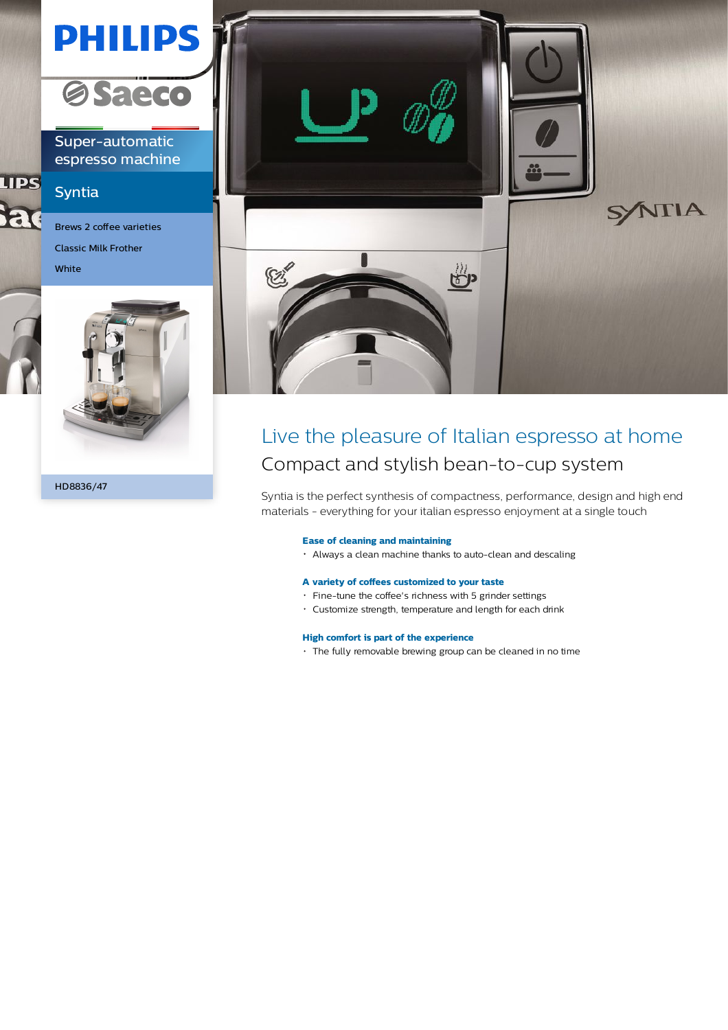PHILIPS

Saeco

Super-automatic espresso machine

# Syntia

- Brews 2 coffee varieties
- Classic Milk Frother
- White

HD8836/47

# Live the pleasure of Italian espresso at home

## Compact and stylish bean-to-cup system

Syntia is the perfect synthesis of compactness, performance, design and high end materials - everything for your italian espresso enjoyment at a single touch

**Ease of cleaning and maintaining**

- Always a clean machine thanks to auto-clean and descaling

**A variety of coffees customized to your taste**

- Fine-tune the coffee's richness with 5 grinder settings
- Customize strength, temperature and length for each drink

**High comfort is part of the experience**

- The fully removable brewing group can be cleaned in no time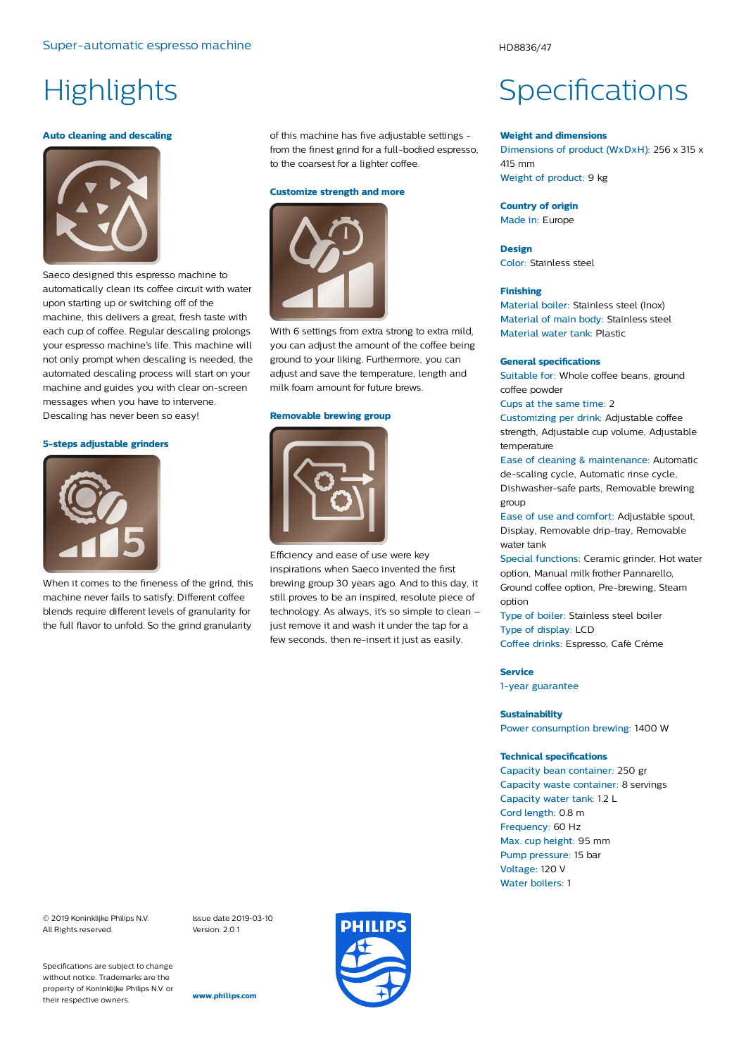Super-automatic espresso machine

HD8836/47

# Highlights

### Auto cleaning and descaling

Saeco designed this espresso machine to automatically clean its coffee circuit with water upon starting up or switching off of the machine, this delivers a great, fresh taste with each cup of coffee. Regular descaling prolongs your espresso machine's life. This machine will not only prompt when descaling is needed, the automated descaling process will start on your machine and guides you with clear on-screen messages when you have to intervene. Descaling has never been so easy!

### 5-steps adjustable grinders

When it comes to the fineness of the grind, this machine never fails to satisfy. Different coffee blends require different levels of granularity for the full flavor to unfold. So the grind granularity of this machine has five adjustable settings - from the finest grind for a full-bodied espresso, to the coarsest for a lighter coffee.

### Customize strength and more

With 6 settings from extra strong to extra mild, you can adjust the amount of the coffee being ground to your liking. Furthermore, you can adjust and save the temperature, length and milk foam amount for future brews.

### Removable brewing group

Efficiency and ease of use were key inspirations when Saeco invented the first brewing group 30 years ago. And to this day, it still proves to be an inspired, resolute piece of technology. As always, it's so simple to clean – just remove it and wash it under the tap for a few seconds, then re-insert it just as easily.

# Specifications

### Weight and dimensions

- Dimensions of product (WxDxH): 256 x 315 x 415 mm
- Weight of product: 9 kg

### Country of origin

- Made in: Europe

### Design

- Color: Stainless steel

### Finishing

- Material boiler: Stainless steel (Inox)
- Material of main body: Stainless steel
- Material water tank: Plastic

### General specifications

- Suitable for: Whole coffee beans, ground coffee powder
- Cups at the same time: 2
- Customizing per drink: Adjustable coffee strength, Adjustable cup volume, Adjustable temperature
- Ease of cleaning & maintenance: Automatic de-scaling cycle, Automatic rinse cycle, Dishwasher-safe parts, Removable brewing group
- Ease of use and comfort: Adjustable spout, Display, Removable drip-tray, Removable water tank
- Special functions: Ceramic grinder, Hot water option, Manual milk frother Pannarello, Ground coffee option, Pre-brewing, Steam option
- Type of boiler: Stainless steel boiler
- Type of display: LCD
- Coffee drinks: Espresso, Cafè Créme

### Service

- 1-year guarantee

### Sustainability

- Power consumption brewing: 1400 W

### Technical specifications

- Capacity bean container: 250 gr
- Capacity waste container: 8 servings
- Capacity water tank: 1.2 L
- Cord length: 0.8 m
- Frequency: 60 Hz
- Max. cup height: 95 mm
- Pump pressure: 15 bar
- Voltage: 120 V
- Water boilers: 1

© 2019 Koninklijke Philips N.V.
All Rights reserved.

Issue date 2019-03-10
Version: 2.0.1

Specifications are subject to change without notice. Trademarks are the property of Koninklijke Philips N.V. or their respective owners.

www.philips.com